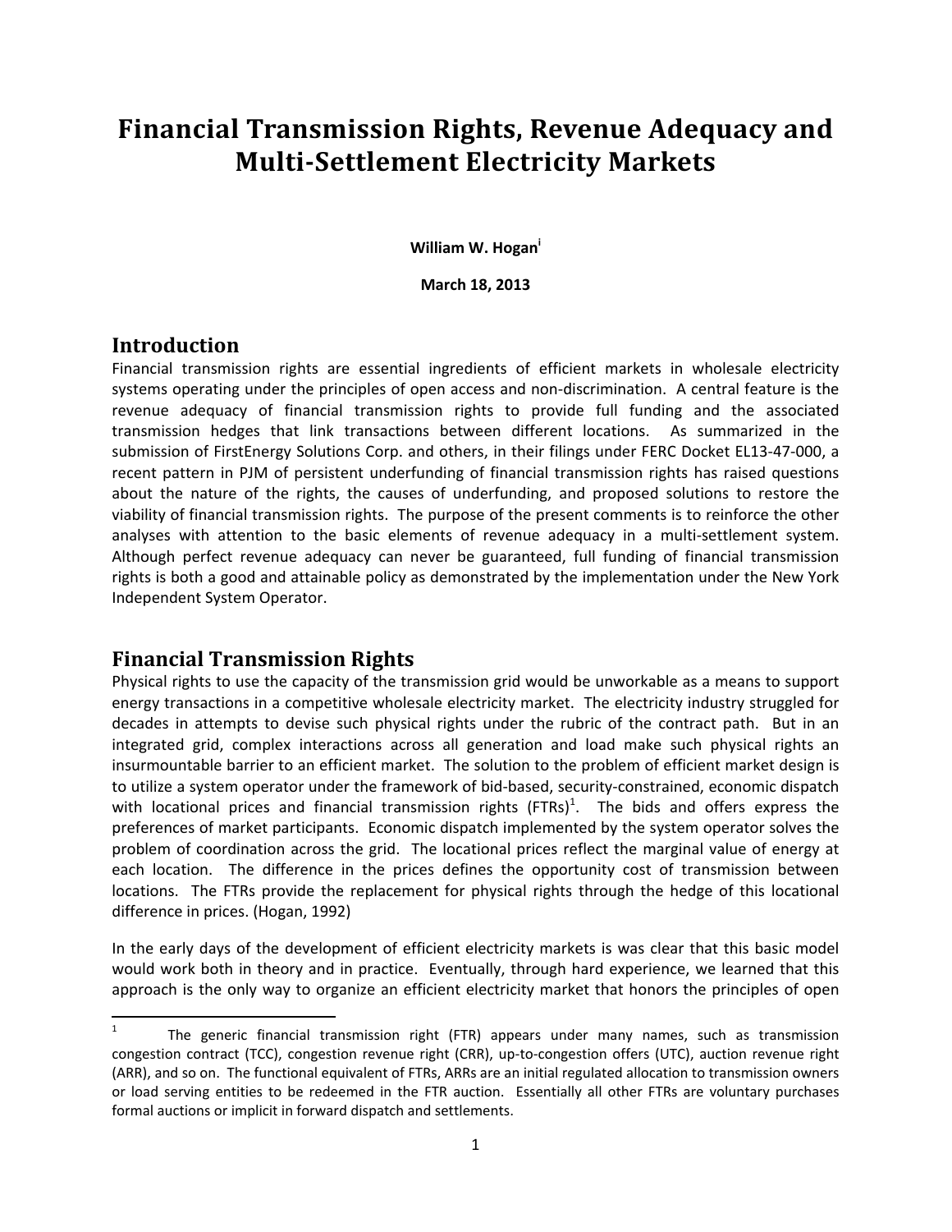# Financial Transmission Rights, Revenue Adequacy and Multi-Settlement Electricity Markets

**William W. Hogan**[i]

**March 18, 2013**

## Introduction

Financial transmission rights are essential ingredients of efficient markets in wholesale electricity systems operating under the principles of open access and non-discrimination. A central feature is the revenue adequacy of financial transmission rights to provide full funding and the associated transmission hedges that link transactions between different locations. As summarized in the submission of FirstEnergy Solutions Corp. and others, in their filings under FERC Docket EL13-47-000, a recent pattern in PJM of persistent underfunding of financial transmission rights has raised questions about the nature of the rights, the causes of underfunding, and proposed solutions to restore the viability of financial transmission rights. The purpose of the present comments is to reinforce the other analyses with attention to the basic elements of revenue adequacy in a multi-settlement system. Although perfect revenue adequacy can never be guaranteed, full funding of financial transmission rights is both a good and attainable policy as demonstrated by the implementation under the New York Independent System Operator.

## Financial Transmission Rights

Physical rights to use the capacity of the transmission grid would be unworkable as a means to support energy transactions in a competitive wholesale electricity market. The electricity industry struggled for decades in attempts to devise such physical rights under the rubric of the contract path. But in an integrated grid, complex interactions across all generation and load make such physical rights an insurmountable barrier to an efficient market. The solution to the problem of efficient market design is to utilize a system operator under the framework of bid-based, security-constrained, economic dispatch with locational prices and financial transmission rights (FTRs)[1]. The bids and offers express the preferences of market participants. Economic dispatch implemented by the system operator solves the problem of coordination across the grid. The locational prices reflect the marginal value of energy at each location. The difference in the prices defines the opportunity cost of transmission between locations. The FTRs provide the replacement for physical rights through the hedge of this locational difference in prices. (Hogan, 1992)

In the early days of the development of efficient electricity markets is was clear that this basic model would work both in theory and in practice. Eventually, through hard experience, we learned that this approach is the only way to organize an efficient electricity market that honors the principles of open

---

[1] The generic financial transmission right (FTR) appears under many names, such as transmission congestion contract (TCC), congestion revenue right (CRR), up-to-congestion offers (UTC), auction revenue right (ARR), and so on. The functional equivalent of FTRs, ARRs are an initial regulated allocation to transmission owners or load serving entities to be redeemed in the FTR auction. Essentially all other FTRs are voluntary purchases formal auctions or implicit in forward dispatch and settlements.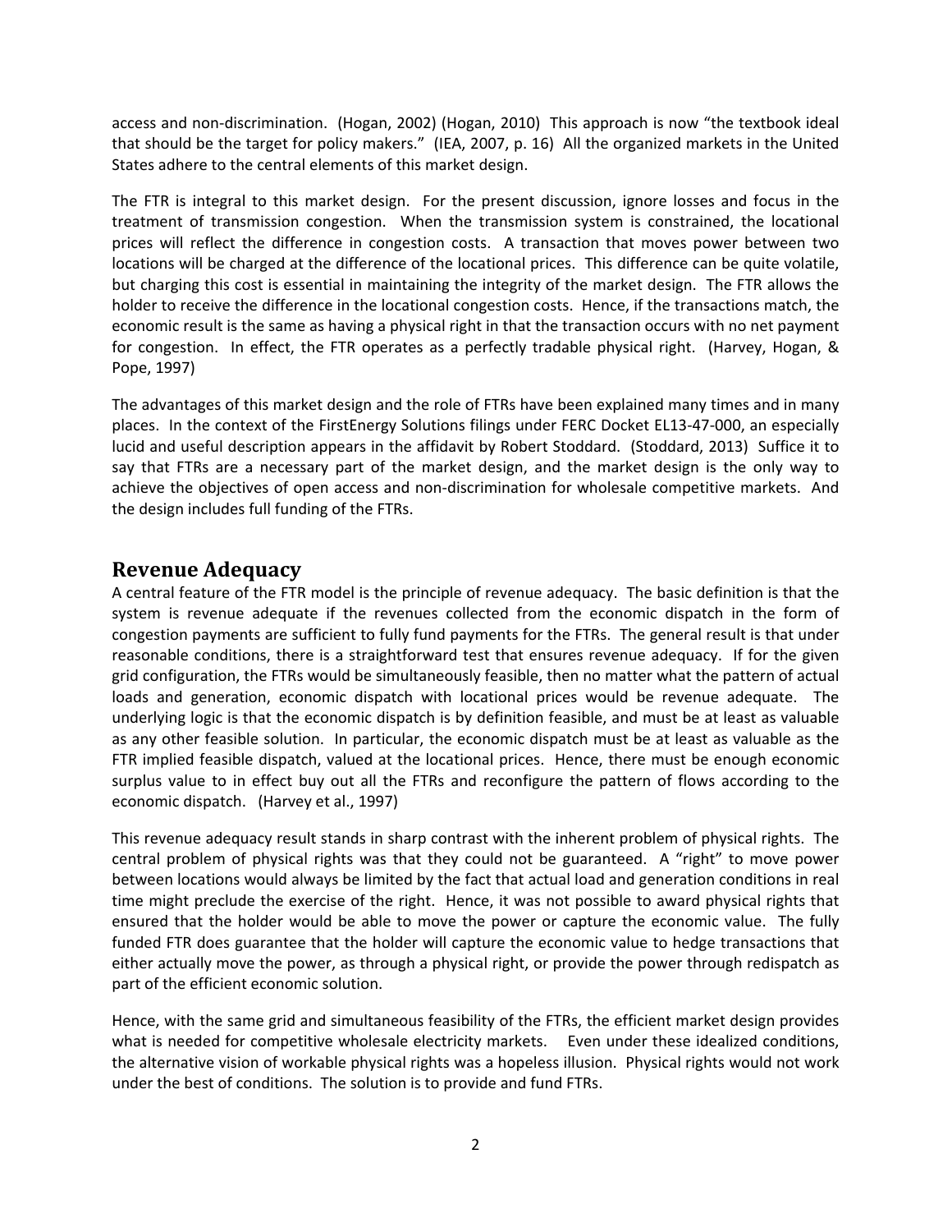access and non-discrimination. (Hogan, 2002) (Hogan, 2010) This approach is now "the textbook ideal that should be the target for policy makers." (IEA, 2007, p. 16) All the organized markets in the United States adhere to the central elements of this market design.

The FTR is integral to this market design. For the present discussion, ignore losses and focus in the treatment of transmission congestion. When the transmission system is constrained, the locational prices will reflect the difference in congestion costs. A transaction that moves power between two locations will be charged at the difference of the locational prices. This difference can be quite volatile, but charging this cost is essential in maintaining the integrity of the market design. The FTR allows the holder to receive the difference in the locational congestion costs. Hence, if the transactions match, the economic result is the same as having a physical right in that the transaction occurs with no net payment for congestion. In effect, the FTR operates as a perfectly tradable physical right. (Harvey, Hogan, & Pope, 1997)

The advantages of this market design and the role of FTRs have been explained many times and in many places. In the context of the FirstEnergy Solutions filings under FERC Docket EL13-47-000, an especially lucid and useful description appears in the affidavit by Robert Stoddard. (Stoddard, 2013) Suffice it to say that FTRs are a necessary part of the market design, and the market design is the only way to achieve the objectives of open access and non-discrimination for wholesale competitive markets. And the design includes full funding of the FTRs.

## Revenue Adequacy

A central feature of the FTR model is the principle of revenue adequacy. The basic definition is that the system is revenue adequate if the revenues collected from the economic dispatch in the form of congestion payments are sufficient to fully fund payments for the FTRs. The general result is that under reasonable conditions, there is a straightforward test that ensures revenue adequacy. If for the given grid configuration, the FTRs would be simultaneously feasible, then no matter what the pattern of actual loads and generation, economic dispatch with locational prices would be revenue adequate. The underlying logic is that the economic dispatch is by definition feasible, and must be at least as valuable as any other feasible solution. In particular, the economic dispatch must be at least as valuable as the FTR implied feasible dispatch, valued at the locational prices. Hence, there must be enough economic surplus value to in effect buy out all the FTRs and reconfigure the pattern of flows according to the economic dispatch. (Harvey et al., 1997)

This revenue adequacy result stands in sharp contrast with the inherent problem of physical rights. The central problem of physical rights was that they could not be guaranteed. A "right" to move power between locations would always be limited by the fact that actual load and generation conditions in real time might preclude the exercise of the right. Hence, it was not possible to award physical rights that ensured that the holder would be able to move the power or capture the economic value. The fully funded FTR does guarantee that the holder will capture the economic value to hedge transactions that either actually move the power, as through a physical right, or provide the power through redispatch as part of the efficient economic solution.

Hence, with the same grid and simultaneous feasibility of the FTRs, the efficient market design provides what is needed for competitive wholesale electricity markets. Even under these idealized conditions, the alternative vision of workable physical rights was a hopeless illusion. Physical rights would not work under the best of conditions. The solution is to provide and fund FTRs.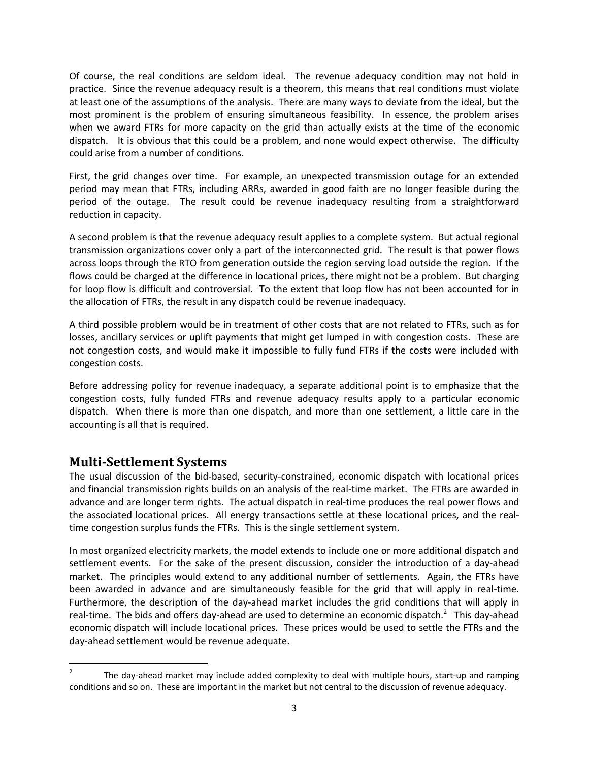Of course, the real conditions are seldom ideal. The revenue adequacy condition may not hold in practice. Since the revenue adequacy result is a theorem, this means that real conditions must violate at least one of the assumptions of the analysis. There are many ways to deviate from the ideal, but the most prominent is the problem of ensuring simultaneous feasibility. In essence, the problem arises when we award FTRs for more capacity on the grid than actually exists at the time of the economic dispatch. It is obvious that this could be a problem, and none would expect otherwise. The difficulty could arise from a number of conditions.

First, the grid changes over time. For example, an unexpected transmission outage for an extended period may mean that FTRs, including ARRs, awarded in good faith are no longer feasible during the period of the outage. The result could be revenue inadequacy resulting from a straightforward reduction in capacity.

A second problem is that the revenue adequacy result applies to a complete system. But actual regional transmission organizations cover only a part of the interconnected grid. The result is that power flows across loops through the RTO from generation outside the region serving load outside the region. If the flows could be charged at the difference in locational prices, there might not be a problem. But charging for loop flow is difficult and controversial. To the extent that loop flow has not been accounted for in the allocation of FTRs, the result in any dispatch could be revenue inadequacy.

A third possible problem would be in treatment of other costs that are not related to FTRs, such as for losses, ancillary services or uplift payments that might get lumped in with congestion costs. These are not congestion costs, and would make it impossible to fully fund FTRs if the costs were included with congestion costs.

Before addressing policy for revenue inadequacy, a separate additional point is to emphasize that the congestion costs, fully funded FTRs and revenue adequacy results apply to a particular economic dispatch. When there is more than one dispatch, and more than one settlement, a little care in the accounting is all that is required.

## Multi-Settlement Systems

The usual discussion of the bid-based, security-constrained, economic dispatch with locational prices and financial transmission rights builds on an analysis of the real-time market. The FTRs are awarded in advance and are longer term rights. The actual dispatch in real-time produces the real power flows and the associated locational prices. All energy transactions settle at these locational prices, and the real-time congestion surplus funds the FTRs. This is the single settlement system.

In most organized electricity markets, the model extends to include one or more additional dispatch and settlement events. For the sake of the present discussion, consider the introduction of a day-ahead market. The principles would extend to any additional number of settlements. Again, the FTRs have been awarded in advance and are simultaneously feasible for the grid that will apply in real-time. Furthermore, the description of the day-ahead market includes the grid conditions that will apply in real-time. The bids and offers day-ahead are used to determine an economic dispatch.[2] This day-ahead economic dispatch will include locational prices. These prices would be used to settle the FTRs and the day-ahead settlement would be revenue adequate.

[2] The day-ahead market may include added complexity to deal with multiple hours, start-up and ramping conditions and so on. These are important in the market but not central to the discussion of revenue adequacy.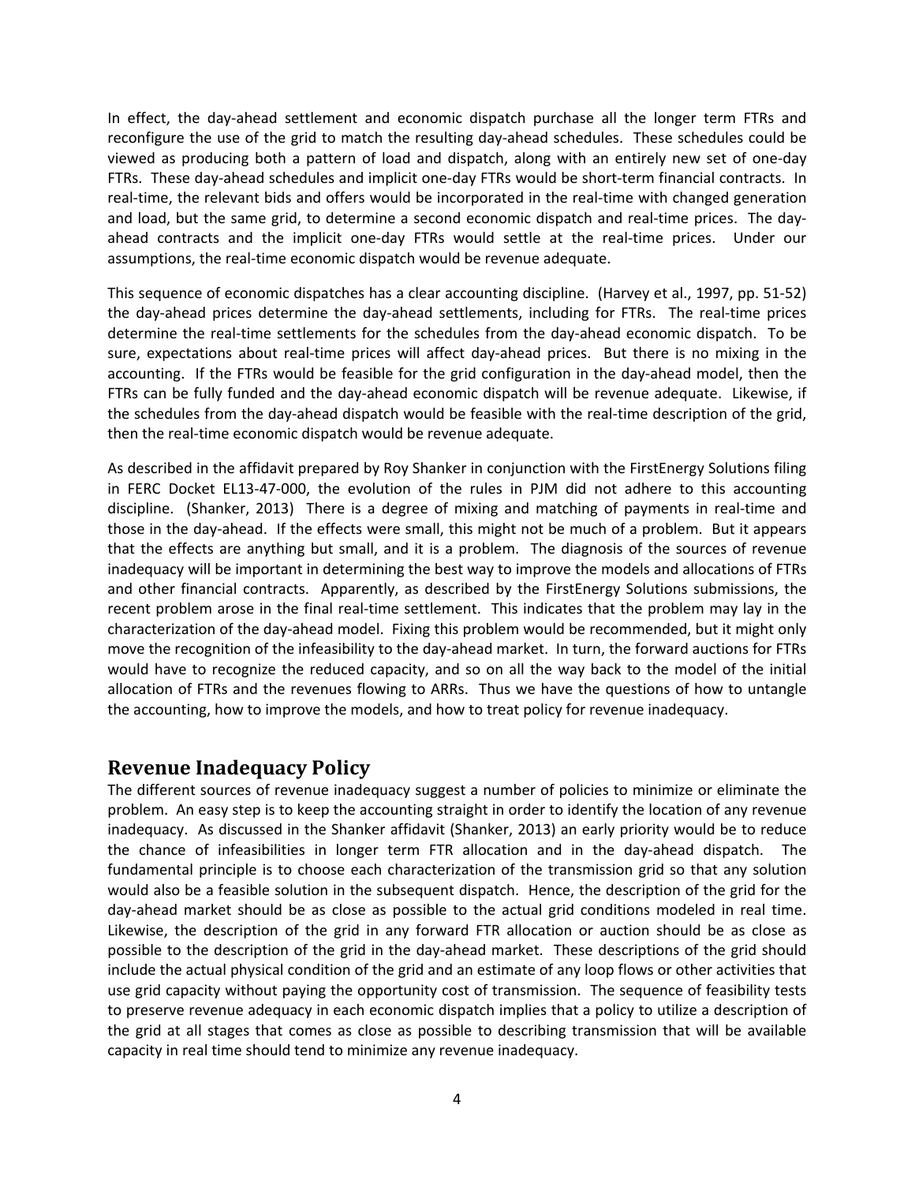In effect, the day-ahead settlement and economic dispatch purchase all the longer term FTRs and reconfigure the use of the grid to match the resulting day-ahead schedules. These schedules could be viewed as producing both a pattern of load and dispatch, along with an entirely new set of one-day FTRs. These day-ahead schedules and implicit one-day FTRs would be short-term financial contracts. In real-time, the relevant bids and offers would be incorporated in the real-time with changed generation and load, but the same grid, to determine a second economic dispatch and real-time prices. The day-ahead contracts and the implicit one-day FTRs would settle at the real-time prices. Under our assumptions, the real-time economic dispatch would be revenue adequate.

This sequence of economic dispatches has a clear accounting discipline. (Harvey et al., 1997, pp. 51-52) the day-ahead prices determine the day-ahead settlements, including for FTRs. The real-time prices determine the real-time settlements for the schedules from the day-ahead economic dispatch. To be sure, expectations about real-time prices will affect day-ahead prices. But there is no mixing in the accounting. If the FTRs would be feasible for the grid configuration in the day-ahead model, then the FTRs can be fully funded and the day-ahead economic dispatch will be revenue adequate. Likewise, if the schedules from the day-ahead dispatch would be feasible with the real-time description of the grid, then the real-time economic dispatch would be revenue adequate.

As described in the affidavit prepared by Roy Shanker in conjunction with the FirstEnergy Solutions filing in FERC Docket EL13-47-000, the evolution of the rules in PJM did not adhere to this accounting discipline. (Shanker, 2013) There is a degree of mixing and matching of payments in real-time and those in the day-ahead. If the effects were small, this might not be much of a problem. But it appears that the effects are anything but small, and it is a problem. The diagnosis of the sources of revenue inadequacy will be important in determining the best way to improve the models and allocations of FTRs and other financial contracts. Apparently, as described by the FirstEnergy Solutions submissions, the recent problem arose in the final real-time settlement. This indicates that the problem may lay in the characterization of the day-ahead model. Fixing this problem would be recommended, but it might only move the recognition of the infeasibility to the day-ahead market. In turn, the forward auctions for FTRs would have to recognize the reduced capacity, and so on all the way back to the model of the initial allocation of FTRs and the revenues flowing to ARRs. Thus we have the questions of how to untangle the accounting, how to improve the models, and how to treat policy for revenue inadequacy.

## Revenue Inadequacy Policy

The different sources of revenue inadequacy suggest a number of policies to minimize or eliminate the problem. An easy step is to keep the accounting straight in order to identify the location of any revenue inadequacy. As discussed in the Shanker affidavit (Shanker, 2013) an early priority would be to reduce the chance of infeasibilities in longer term FTR allocation and in the day-ahead dispatch. The fundamental principle is to choose each characterization of the transmission grid so that any solution would also be a feasible solution in the subsequent dispatch. Hence, the description of the grid for the day-ahead market should be as close as possible to the actual grid conditions modeled in real time. Likewise, the description of the grid in any forward FTR allocation or auction should be as close as possible to the description of the grid in the day-ahead market. These descriptions of the grid should include the actual physical condition of the grid and an estimate of any loop flows or other activities that use grid capacity without paying the opportunity cost of transmission. The sequence of feasibility tests to preserve revenue adequacy in each economic dispatch implies that a policy to utilize a description of the grid at all stages that comes as close as possible to describing transmission that will be available capacity in real time should tend to minimize any revenue inadequacy.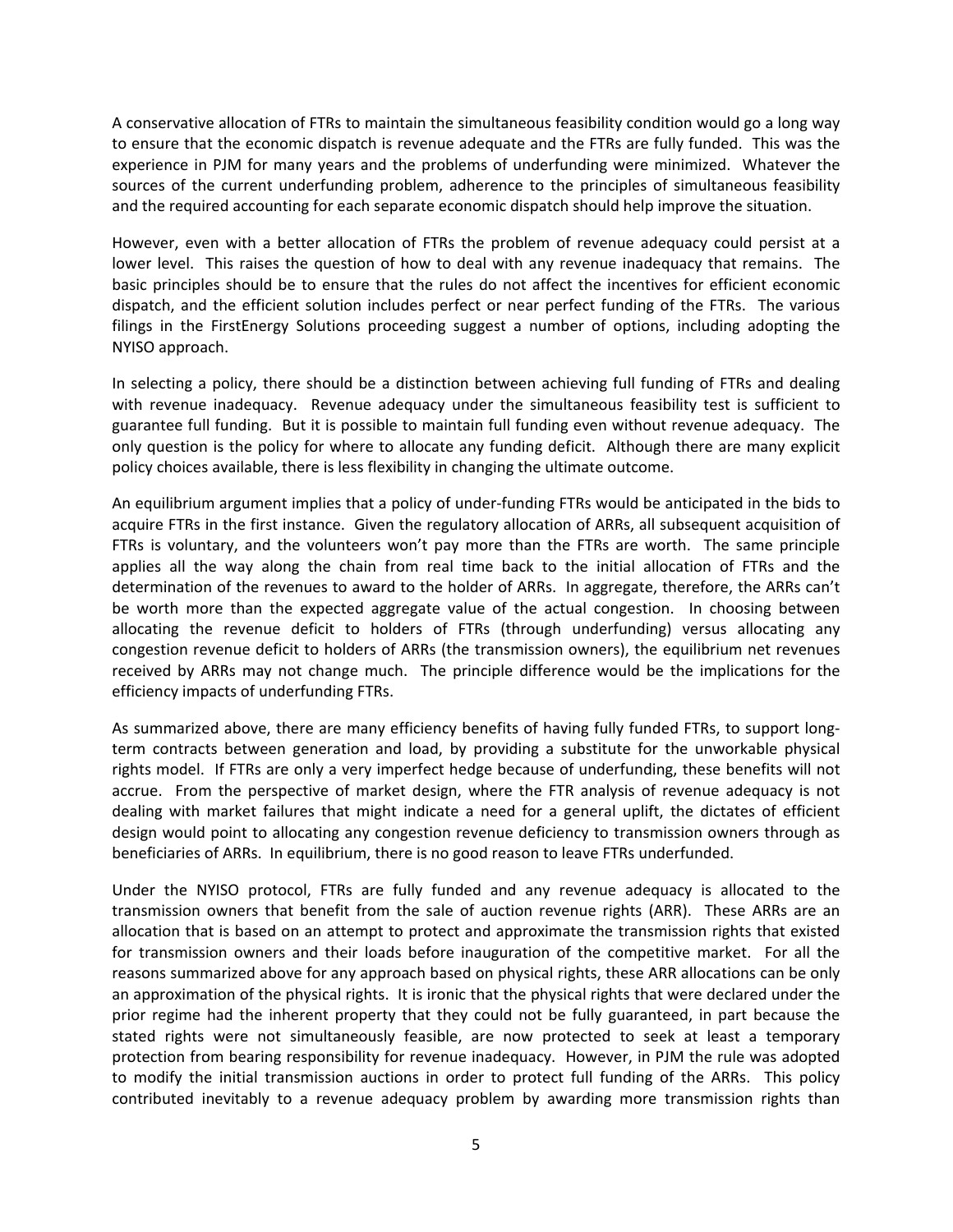A conservative allocation of FTRs to maintain the simultaneous feasibility condition would go a long way to ensure that the economic dispatch is revenue adequate and the FTRs are fully funded. This was the experience in PJM for many years and the problems of underfunding were minimized. Whatever the sources of the current underfunding problem, adherence to the principles of simultaneous feasibility and the required accounting for each separate economic dispatch should help improve the situation.

However, even with a better allocation of FTRs the problem of revenue adequacy could persist at a lower level. This raises the question of how to deal with any revenue inadequacy that remains. The basic principles should be to ensure that the rules do not affect the incentives for efficient economic dispatch, and the efficient solution includes perfect or near perfect funding of the FTRs. The various filings in the FirstEnergy Solutions proceeding suggest a number of options, including adopting the NYISO approach.

In selecting a policy, there should be a distinction between achieving full funding of FTRs and dealing with revenue inadequacy. Revenue adequacy under the simultaneous feasibility test is sufficient to guarantee full funding. But it is possible to maintain full funding even without revenue adequacy. The only question is the policy for where to allocate any funding deficit. Although there are many explicit policy choices available, there is less flexibility in changing the ultimate outcome.

An equilibrium argument implies that a policy of under-funding FTRs would be anticipated in the bids to acquire FTRs in the first instance. Given the regulatory allocation of ARRs, all subsequent acquisition of FTRs is voluntary, and the volunteers won't pay more than the FTRs are worth. The same principle applies all the way along the chain from real time back to the initial allocation of FTRs and the determination of the revenues to award to the holder of ARRs. In aggregate, therefore, the ARRs can't be worth more than the expected aggregate value of the actual congestion. In choosing between allocating the revenue deficit to holders of FTRs (through underfunding) versus allocating any congestion revenue deficit to holders of ARRs (the transmission owners), the equilibrium net revenues received by ARRs may not change much. The principle difference would be the implications for the efficiency impacts of underfunding FTRs.

As summarized above, there are many efficiency benefits of having fully funded FTRs, to support long-term contracts between generation and load, by providing a substitute for the unworkable physical rights model. If FTRs are only a very imperfect hedge because of underfunding, these benefits will not accrue. From the perspective of market design, where the FTR analysis of revenue adequacy is not dealing with market failures that might indicate a need for a general uplift, the dictates of efficient design would point to allocating any congestion revenue deficiency to transmission owners through as beneficiaries of ARRs. In equilibrium, there is no good reason to leave FTRs underfunded.

Under the NYISO protocol, FTRs are fully funded and any revenue adequacy is allocated to the transmission owners that benefit from the sale of auction revenue rights (ARR). These ARRs are an allocation that is based on an attempt to protect and approximate the transmission rights that existed for transmission owners and their loads before inauguration of the competitive market. For all the reasons summarized above for any approach based on physical rights, these ARR allocations can be only an approximation of the physical rights. It is ironic that the physical rights that were declared under the prior regime had the inherent property that they could not be fully guaranteed, in part because the stated rights were not simultaneously feasible, are now protected to seek at least a temporary protection from bearing responsibility for revenue inadequacy. However, in PJM the rule was adopted to modify the initial transmission auctions in order to protect full funding of the ARRs. This policy contributed inevitably to a revenue adequacy problem by awarding more transmission rights than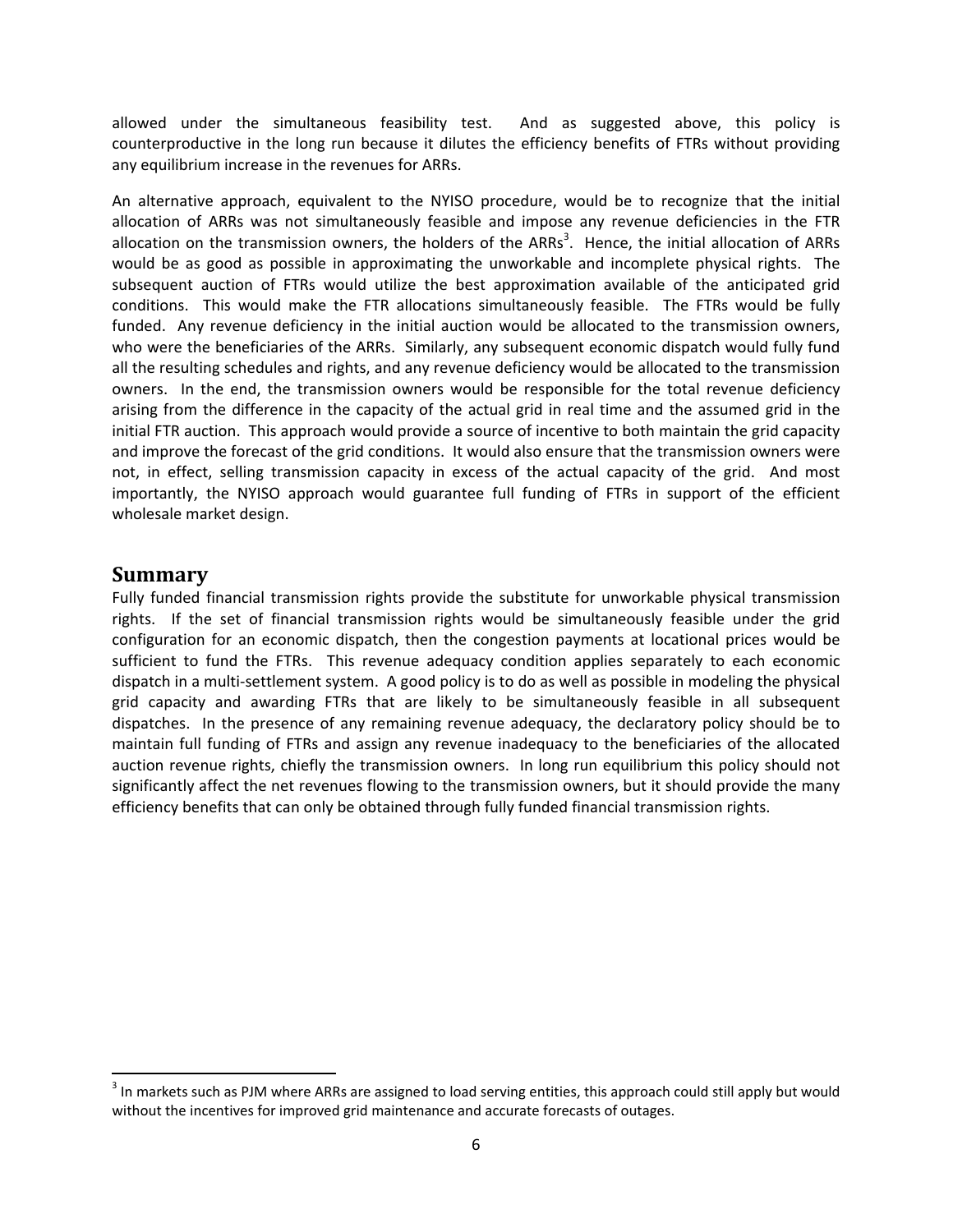allowed under the simultaneous feasibility test. And as suggested above, this policy is counterproductive in the long run because it dilutes the efficiency benefits of FTRs without providing any equilibrium increase in the revenues for ARRs.

An alternative approach, equivalent to the NYISO procedure, would be to recognize that the initial allocation of ARRs was not simultaneously feasible and impose any revenue deficiencies in the FTR allocation on the transmission owners, the holders of the ARRs[3]. Hence, the initial allocation of ARRs would be as good as possible in approximating the unworkable and incomplete physical rights. The subsequent auction of FTRs would utilize the best approximation available of the anticipated grid conditions. This would make the FTR allocations simultaneously feasible. The FTRs would be fully funded. Any revenue deficiency in the initial auction would be allocated to the transmission owners, who were the beneficiaries of the ARRs. Similarly, any subsequent economic dispatch would fully fund all the resulting schedules and rights, and any revenue deficiency would be allocated to the transmission owners. In the end, the transmission owners would be responsible for the total revenue deficiency arising from the difference in the capacity of the actual grid in real time and the assumed grid in the initial FTR auction. This approach would provide a source of incentive to both maintain the grid capacity and improve the forecast of the grid conditions. It would also ensure that the transmission owners were not, in effect, selling transmission capacity in excess of the actual capacity of the grid. And most importantly, the NYISO approach would guarantee full funding of FTRs in support of the efficient wholesale market design.

## Summary

Fully funded financial transmission rights provide the substitute for unworkable physical transmission rights. If the set of financial transmission rights would be simultaneously feasible under the grid configuration for an economic dispatch, then the congestion payments at locational prices would be sufficient to fund the FTRs. This revenue adequacy condition applies separately to each economic dispatch in a multi-settlement system. A good policy is to do as well as possible in modeling the physical grid capacity and awarding FTRs that are likely to be simultaneously feasible in all subsequent dispatches. In the presence of any remaining revenue adequacy, the declaratory policy should be to maintain full funding of FTRs and assign any revenue inadequacy to the beneficiaries of the allocated auction revenue rights, chiefly the transmission owners. In long run equilibrium this policy should not significantly affect the net revenues flowing to the transmission owners, but it should provide the many efficiency benefits that can only be obtained through fully funded financial transmission rights.

---

[3] In markets such as PJM where ARRs are assigned to load serving entities, this approach could still apply but would without the incentives for improved grid maintenance and accurate forecasts of outages.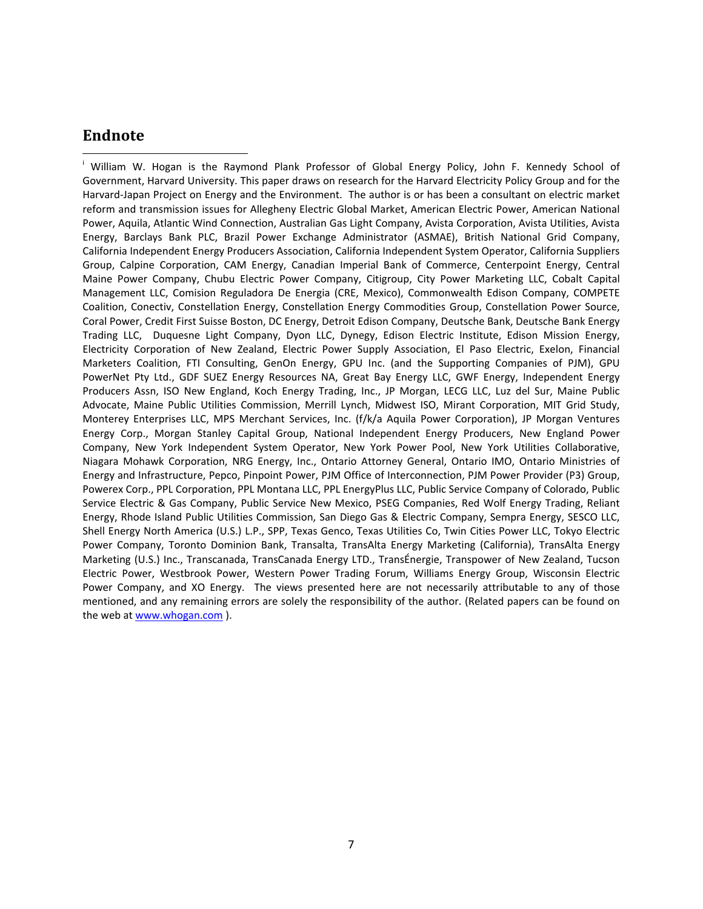## Endnote

[i] William W. Hogan is the Raymond Plank Professor of Global Energy Policy, John F. Kennedy School of Government, Harvard University. This paper draws on research for the Harvard Electricity Policy Group and for the Harvard-Japan Project on Energy and the Environment. The author is or has been a consultant on electric market reform and transmission issues for Allegheny Electric Global Market, American Electric Power, American National Power, Aquila, Atlantic Wind Connection, Australian Gas Light Company, Avista Corporation, Avista Utilities, Avista Energy, Barclays Bank PLC, Brazil Power Exchange Administrator (ASMAE), British National Grid Company, California Independent Energy Producers Association, California Independent System Operator, California Suppliers Group, Calpine Corporation, CAM Energy, Canadian Imperial Bank of Commerce, Centerpoint Energy, Central Maine Power Company, Chubu Electric Power Company, Citigroup, City Power Marketing LLC, Cobalt Capital Management LLC, Comision Reguladora De Energia (CRE, Mexico), Commonwealth Edison Company, COMPETE Coalition, Conectiv, Constellation Energy, Constellation Energy Commodities Group, Constellation Power Source, Coral Power, Credit First Suisse Boston, DC Energy, Detroit Edison Company, Deutsche Bank, Deutsche Bank Energy Trading LLC, Duquesne Light Company, Dyon LLC, Dynegy, Edison Electric Institute, Edison Mission Energy, Electricity Corporation of New Zealand, Electric Power Supply Association, El Paso Electric, Exelon, Financial Marketers Coalition, FTI Consulting, GenOn Energy, GPU Inc. (and the Supporting Companies of PJM), GPU PowerNet Pty Ltd., GDF SUEZ Energy Resources NA, Great Bay Energy LLC, GWF Energy, Independent Energy Producers Assn, ISO New England, Koch Energy Trading, Inc., JP Morgan, LECG LLC, Luz del Sur, Maine Public Advocate, Maine Public Utilities Commission, Merrill Lynch, Midwest ISO, Mirant Corporation, MIT Grid Study, Monterey Enterprises LLC, MPS Merchant Services, Inc. (f/k/a Aquila Power Corporation), JP Morgan Ventures Energy Corp., Morgan Stanley Capital Group, National Independent Energy Producers, New England Power Company, New York Independent System Operator, New York Power Pool, New York Utilities Collaborative, Niagara Mohawk Corporation, NRG Energy, Inc., Ontario Attorney General, Ontario IMO, Ontario Ministries of Energy and Infrastructure, Pepco, Pinpoint Power, PJM Office of Interconnection, PJM Power Provider (P3) Group, Powerex Corp., PPL Corporation, PPL Montana LLC, PPL EnergyPlus LLC, Public Service Company of Colorado, Public Service Electric & Gas Company, Public Service New Mexico, PSEG Companies, Red Wolf Energy Trading, Reliant Energy, Rhode Island Public Utilities Commission, San Diego Gas & Electric Company, Sempra Energy, SESCO LLC, Shell Energy North America (U.S.) L.P., SPP, Texas Genco, Texas Utilities Co, Twin Cities Power LLC, Tokyo Electric Power Company, Toronto Dominion Bank, Transalta, TransAlta Energy Marketing (California), TransAlta Energy Marketing (U.S.) Inc., Transcanada, TransCanada Energy LTD., TransÉnergie, Transpower of New Zealand, Tucson Electric Power, Westbrook Power, Western Power Trading Forum, Williams Energy Group, Wisconsin Electric Power Company, and XO Energy. The views presented here are not necessarily attributable to any of those mentioned, and any remaining errors are solely the responsibility of the author. (Related papers can be found on the web at www.whogan.com ).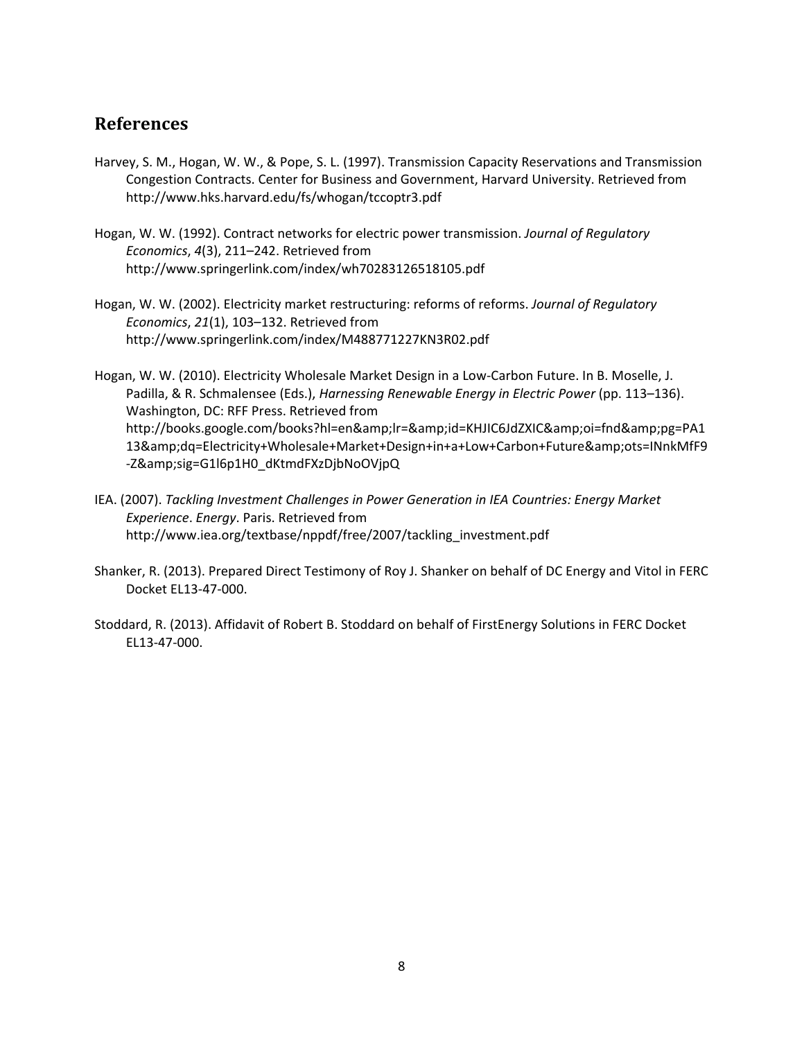## References

Harvey, S. M., Hogan, W. W., & Pope, S. L. (1997). Transmission Capacity Reservations and Transmission Congestion Contracts. Center for Business and Government, Harvard University. Retrieved from http://www.hks.harvard.edu/fs/whogan/tccoptr3.pdf

Hogan, W. W. (1992). Contract networks for electric power transmission. *Journal of Regulatory Economics*, *4*(3), 211–242. Retrieved from http://www.springerlink.com/index/wh70283126518105.pdf

Hogan, W. W. (2002). Electricity market restructuring: reforms of reforms. *Journal of Regulatory Economics*, *21*(1), 103–132. Retrieved from http://www.springerlink.com/index/M488771227KN3R02.pdf

Hogan, W. W. (2010). Electricity Wholesale Market Design in a Low-Carbon Future. In B. Moselle, J. Padilla, & R. Schmalensee (Eds.), *Harnessing Renewable Energy in Electric Power* (pp. 113–136). Washington, DC: RFF Press. Retrieved from http://books.google.com/books?hl=en&amp;lr=&amp;id=KHJIC6JdZXIC&amp;oi=fnd&amp;pg=PA113&amp;dq=Electricity+Wholesale+Market+Design+in+a+Low+Carbon+Future&amp;ots=INnkMfF9-Z&amp;sig=G1l6p1H0_dKtmdFXzDjbNoOVjpQ

IEA. (2007). *Tackling Investment Challenges in Power Generation in IEA Countries: Energy Market Experience*. *Energy*. Paris. Retrieved from http://www.iea.org/textbase/nppdf/free/2007/tackling_investment.pdf

Shanker, R. (2013). Prepared Direct Testimony of Roy J. Shanker on behalf of DC Energy and Vitol in FERC Docket EL13-47-000.

Stoddard, R. (2013). Affidavit of Robert B. Stoddard on behalf of FirstEnergy Solutions in FERC Docket EL13-47-000.